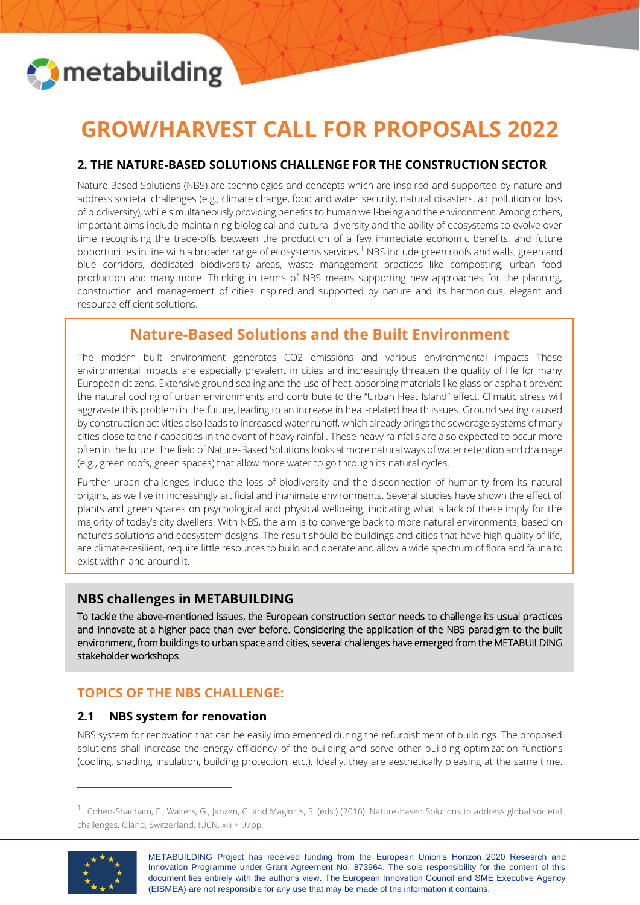# GROW/HARVEST CALL FOR PROPOSALS 2022

## 2. THE NATURE-BASED SOLUTIONS CHALLENGE FOR THE CONSTRUCTION SECTOR

Nature-Based Solutions (NBS) are technologies and concepts which are inspired and supported by nature and address societal challenges (e.g., climate change, food and water security, natural disasters, air pollution or loss of biodiversity), while simultaneously providing benefits to human well-being and the environment. Among others, important aims include maintaining biological and cultural diversity and the ability of ecosystems to evolve over time recognising the trade-offs between the production of a few immediate economic benefits, and future opportunities in line with a broader range of ecosystems services.[1] NBS include green roofs and walls, green and blue corridors, dedicated biodiversity areas, waste management practices like composting, urban food production and many more. Thinking in terms of NBS means supporting new approaches for the planning, construction and management of cities inspired and supported by nature and its harmonious, elegant and resource-efficient solutions.

### Nature-Based Solutions and the Built Environment

The modern built environment generates CO2 emissions and various environmental impacts These environmental impacts are especially prevalent in cities and increasingly threaten the quality of life for many European citizens. Extensive ground sealing and the use of heat-absorbing materials like glass or asphalt prevent the natural cooling of urban environments and contribute to the "Urban Heat Island" effect. Climatic stress will aggravate this problem in the future, leading to an increase in heat-related health issues. Ground sealing caused by construction activities also leads to increased water runoff, which already brings the sewerage systems of many cities close to their capacities in the event of heavy rainfall. These heavy rainfalls are also expected to occur more often in the future. The field of Nature-Based Solutions looks at more natural ways of water retention and drainage (e.g., green roofs, green spaces) that allow more water to go through its natural cycles.

Further urban challenges include the loss of biodiversity and the disconnection of humanity from its natural origins, as we live in increasingly artificial and inanimate environments. Several studies have shown the effect of plants and green spaces on psychological and physical wellbeing, indicating what a lack of these imply for the majority of today's city dwellers. With NBS, the aim is to converge back to more natural environments, based on nature's solutions and ecosystem designs. The result should be buildings and cities that have high quality of life, are climate-resilient, require little resources to build and operate and allow a wide spectrum of flora and fauna to exist within and around it.

### NBS challenges in METABUILDING

To tackle the above-mentioned issues, the European construction sector needs to challenge its usual practices and innovate at a higher pace than ever before. Considering the application of the NBS paradigm to the built environment, from buildings to urban space and cities, several challenges have emerged from the METABUILDING stakeholder workshops.

### TOPICS OF THE NBS CHALLENGE:

### 2.1 NBS system for renovation

NBS system for renovation that can be easily implemented during the refurbishment of buildings. The proposed solutions shall increase the energy efficiency of the building and serve other building optimization functions (cooling, shading, insulation, building protection, etc.). Ideally, they are aesthetically pleasing at the same time.

[1] Cohen-Shacham, E., Walters, G., Janzen, C. and Maginnis, S. (eds.) (2016). Nature-based Solutions to address global societal challenges. Gland, Switzerland: IUCN. xiii + 97pp.

METABUILDING Project has received funding from the European Union's Horizon 2020 Research and Innovation Programme under Grant Agreement No. 873964. The sole responsibility for the content of this document lies entirely with the author's view. The European Innovation Council and SME Executive Agency (EISMEA) are not responsible for any use that may be made of the information it contains.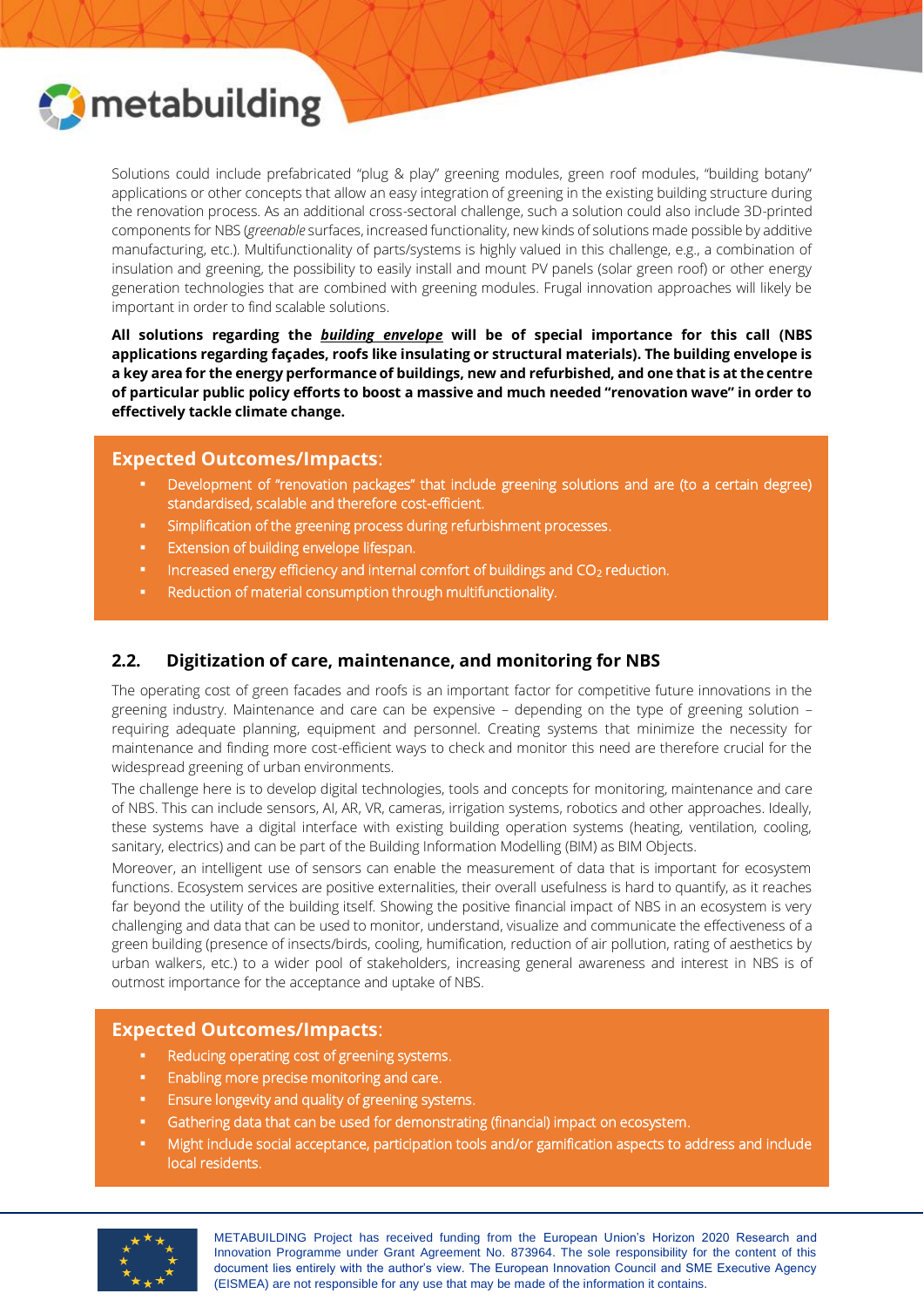Solutions could include prefabricated "plug & play" greening modules, green roof modules, "building botany" applications or other concepts that allow an easy integration of greening in the existing building structure during the renovation process. As an additional cross-sectoral challenge, such a solution could also include 3D-printed components for NBS (*greenable* surfaces, increased functionality, new kinds of solutions made possible by additive manufacturing, etc.). Multifunctionality of parts/systems is highly valued in this challenge, e.g., a combination of insulation and greening, the possibility to easily install and mount PV panels (solar green roof) or other energy generation technologies that are combined with greening modules. Frugal innovation approaches will likely be important in order to find scalable solutions.

**All solutions regarding the *building envelope* will be of special importance for this call (NBS applications regarding façades, roofs like insulating or structural materials). The building envelope is a key area for the energy performance of buildings, new and refurbished, and one that is at the centre of particular public policy efforts to boost a massive and much needed "renovation wave" in order to effectively tackle climate change.**

### Expected Outcomes/Impacts:

- Development of "renovation packages" that include greening solutions and are (to a certain degree) standardised, scalable and therefore cost-efficient.
- Simplification of the greening process during refurbishment processes.
- Extension of building envelope lifespan.
- Increased energy efficiency and internal comfort of buildings and $CO_2$ reduction.
- Reduction of material consumption through multifunctionality.

## 2.2. Digitization of care, maintenance, and monitoring for NBS

The operating cost of green facades and roofs is an important factor for competitive future innovations in the greening industry. Maintenance and care can be expensive – depending on the type of greening solution – requiring adequate planning, equipment and personnel. Creating systems that minimize the necessity for maintenance and finding more cost-efficient ways to check and monitor this need are therefore crucial for the widespread greening of urban environments.

The challenge here is to develop digital technologies, tools and concepts for monitoring, maintenance and care of NBS. This can include sensors, AI, AR, VR, cameras, irrigation systems, robotics and other approaches. Ideally, these systems have a digital interface with existing building operation systems (heating, ventilation, cooling, sanitary, electrics) and can be part of the Building Information Modelling (BIM) as BIM Objects.

Moreover, an intelligent use of sensors can enable the measurement of data that is important for ecosystem functions. Ecosystem services are positive externalities, their overall usefulness is hard to quantify, as it reaches far beyond the utility of the building itself. Showing the positive financial impact of NBS in an ecosystem is very challenging and data that can be used to monitor, understand, visualize and communicate the effectiveness of a green building (presence of insects/birds, cooling, humification, reduction of air pollution, rating of aesthetics by urban walkers, etc.) to a wider pool of stakeholders, increasing general awareness and interest in NBS is of outmost importance for the acceptance and uptake of NBS.

### Expected Outcomes/Impacts:

- Reducing operating cost of greening systems.
- Enabling more precise monitoring and care.
- Ensure longevity and quality of greening systems.
- Gathering data that can be used for demonstrating (financial) impact on ecosystem.
- Might include social acceptance, participation tools and/or gamification aspects to address and include local residents.